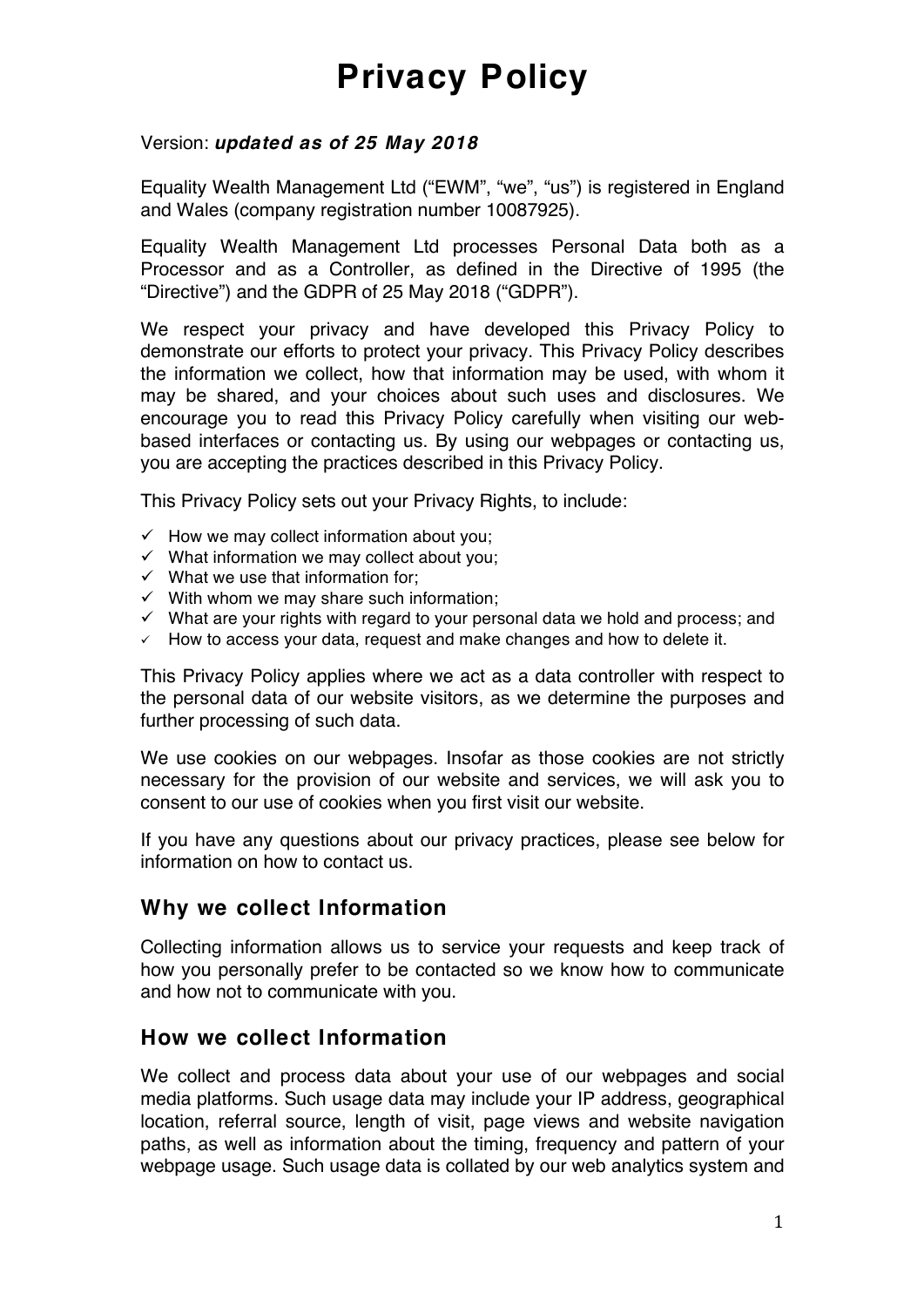# Privacy Policy

Version: ***updated as of 25 May 2018***

Equality Wealth Management Ltd ("EWM", "we", "us") is registered in England and Wales (company registration number 10087925).

Equality Wealth Management Ltd processes Personal Data both as a Processor and as a Controller, as defined in the Directive of 1995 (the "Directive") and the GDPR of 25 May 2018 ("GDPR").

We respect your privacy and have developed this Privacy Policy to demonstrate our efforts to protect your privacy. This Privacy Policy describes the information we collect, how that information may be used, with whom it may be shared, and your choices about such uses and disclosures. We encourage you to read this Privacy Policy carefully when visiting our web-based interfaces or contacting us. By using our webpages or contacting us, you are accepting the practices described in this Privacy Policy.

This Privacy Policy sets out your Privacy Rights, to include:

- ✓ How we may collect information about you;
- ✓ What information we may collect about you;
- ✓ What we use that information for;
- ✓ With whom we may share such information;
- ✓ What are your rights with regard to your personal data we hold and process; and
- ✓ How to access your data, request and make changes and how to delete it.

This Privacy Policy applies where we act as a data controller with respect to the personal data of our website visitors, as we determine the purposes and further processing of such data.

We use cookies on our webpages. Insofar as those cookies are not strictly necessary for the provision of our website and services, we will ask you to consent to our use of cookies when you first visit our website.

If you have any questions about our privacy practices, please see below for information on how to contact us.

## Why we collect Information

Collecting information allows us to service your requests and keep track of how you personally prefer to be contacted so we know how to communicate and how not to communicate with you.

## How we collect Information

We collect and process data about your use of our webpages and social media platforms. Such usage data may include your IP address, geographical location, referral source, length of visit, page views and website navigation paths, as well as information about the timing, frequency and pattern of your webpage usage. Such usage data is collated by our web analytics system and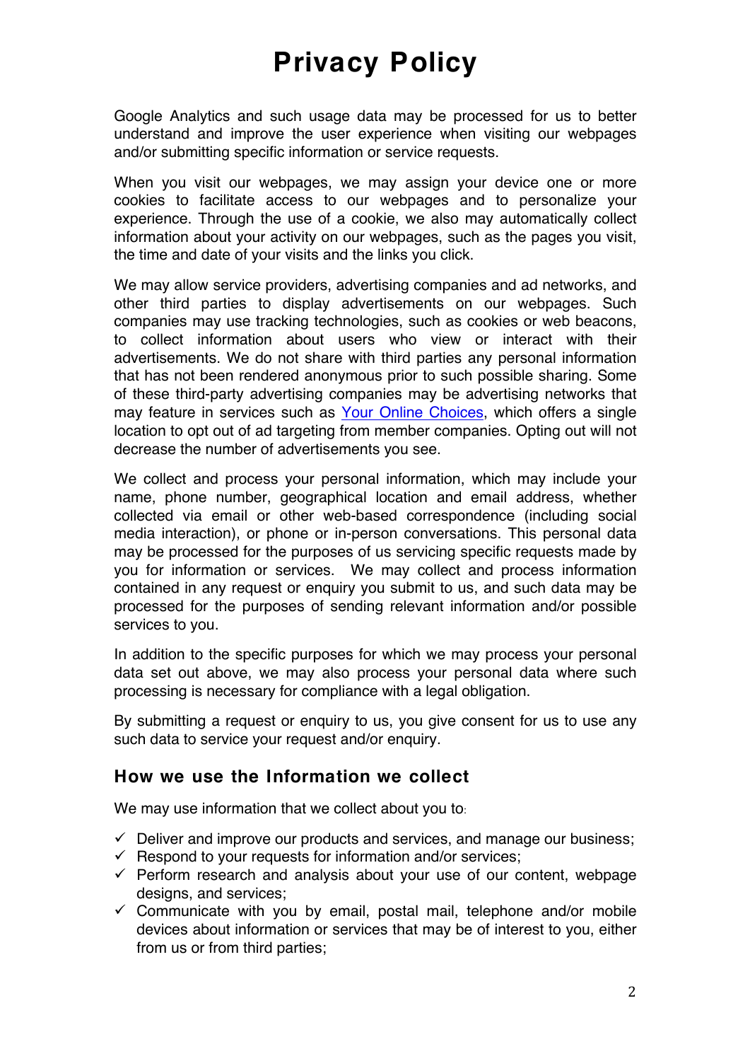# Privacy Policy

Google Analytics and such usage data may be processed for us to better understand and improve the user experience when visiting our webpages and/or submitting specific information or service requests.

When you visit our webpages, we may assign your device one or more cookies to facilitate access to our webpages and to personalize your experience. Through the use of a cookie, we also may automatically collect information about your activity on our webpages, such as the pages you visit, the time and date of your visits and the links you click.

We may allow service providers, advertising companies and ad networks, and other third parties to display advertisements on our webpages. Such companies may use tracking technologies, such as cookies or web beacons, to collect information about users who view or interact with their advertisements. We do not share with third parties any personal information that has not been rendered anonymous prior to such possible sharing. Some of these third-party advertising companies may be advertising networks that may feature in services such as Your Online Choices, which offers a single location to opt out of ad targeting from member companies. Opting out will not decrease the number of advertisements you see.

We collect and process your personal information, which may include your name, phone number, geographical location and email address, whether collected via email or other web-based correspondence (including social media interaction), or phone or in-person conversations. This personal data may be processed for the purposes of us servicing specific requests made by you for information or services. We may collect and process information contained in any request or enquiry you submit to us, and such data may be processed for the purposes of sending relevant information and/or possible services to you.

In addition to the specific purposes for which we may process your personal data set out above, we may also process your personal data where such processing is necessary for compliance with a legal obligation.

By submitting a request or enquiry to us, you give consent for us to use any such data to service your request and/or enquiry.

## How we use the Information we collect

We may use information that we collect about you to:

- ✓ Deliver and improve our products and services, and manage our business;
- ✓ Respond to your requests for information and/or services;
- ✓ Perform research and analysis about your use of our content, webpage designs, and services;
- ✓ Communicate with you by email, postal mail, telephone and/or mobile devices about information or services that may be of interest to you, either from us or from third parties;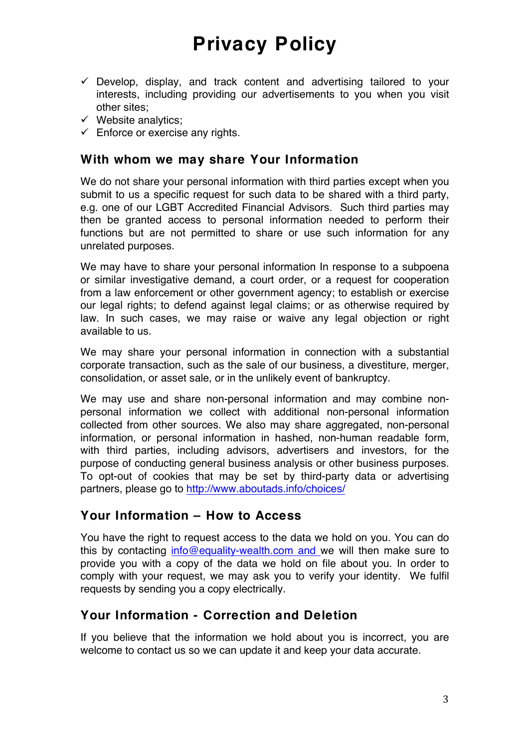# Privacy Policy

- ✓ Develop, display, and track content and advertising tailored to your interests, including providing our advertisements to you when you visit other sites;
- ✓ Website analytics;
- ✓ Enforce or exercise any rights.

## With whom we may share Your Information

We do not share your personal information with third parties except when you submit to us a specific request for such data to be shared with a third party, e.g. one of our LGBT Accredited Financial Advisors. Such third parties may then be granted access to personal information needed to perform their functions but are not permitted to share or use such information for any unrelated purposes.

We may have to share your personal information In response to a subpoena or similar investigative demand, a court order, or a request for cooperation from a law enforcement or other government agency; to establish or exercise our legal rights; to defend against legal claims; or as otherwise required by law. In such cases, we may raise or waive any legal objection or right available to us.

We may share your personal information in connection with a substantial corporate transaction, such as the sale of our business, a divestiture, merger, consolidation, or asset sale, or in the unlikely event of bankruptcy.

We may use and share non-personal information and may combine non-personal information we collect with additional non-personal information collected from other sources. We also may share aggregated, non-personal information, or personal information in hashed, non-human readable form, with third parties, including advisors, advertisers and investors, for the purpose of conducting general business analysis or other business purposes. To opt-out of cookies that may be set by third-party data or advertising partners, please go to http://www.aboutads.info/choices/

## Your Information – How to Access

You have the right to request access to the data we hold on you. You can do this by contacting info@equality-wealth.com and we will then make sure to provide you with a copy of the data we hold on file about you. In order to comply with your request, we may ask you to verify your identity. We fulfil requests by sending you a copy electrically.

## Your Information - Correction and Deletion

If you believe that the information we hold about you is incorrect, you are welcome to contact us so we can update it and keep your data accurate.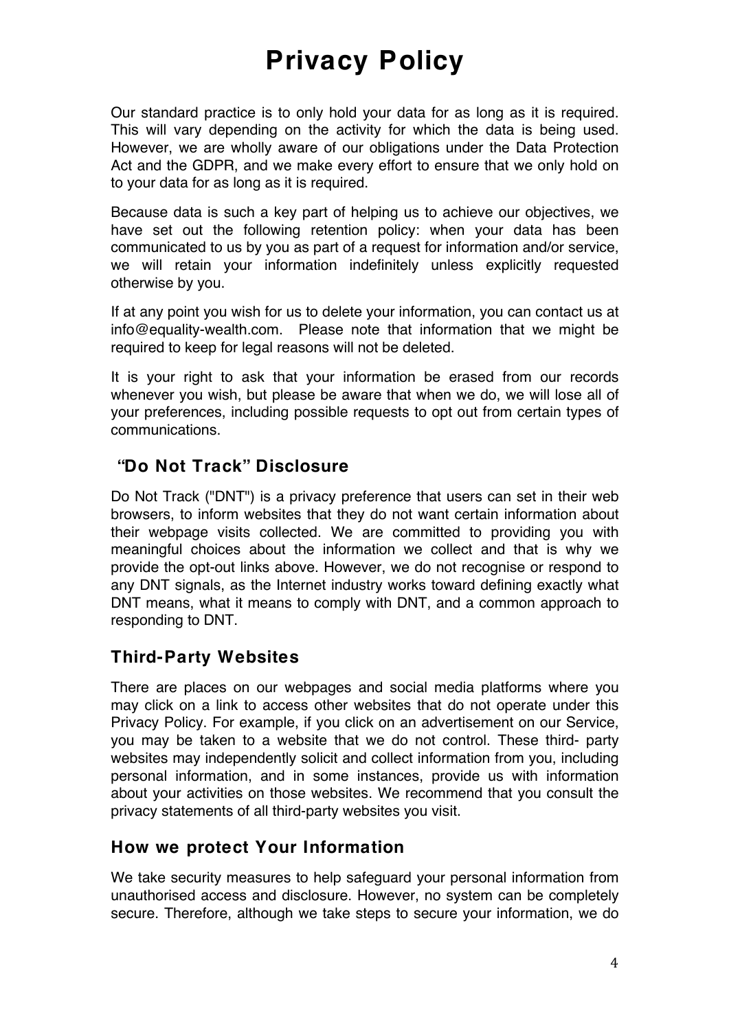# Privacy Policy

Our standard practice is to only hold your data for as long as it is required. This will vary depending on the activity for which the data is being used. However, we are wholly aware of our obligations under the Data Protection Act and the GDPR, and we make every effort to ensure that we only hold on to your data for as long as it is required.

Because data is such a key part of helping us to achieve our objectives, we have set out the following retention policy: when your data has been communicated to us by you as part of a request for information and/or service, we will retain your information indefinitely unless explicitly requested otherwise by you.

If at any point you wish for us to delete your information, you can contact us at info@equality-wealth.com. Please note that information that we might be required to keep for legal reasons will not be deleted.

It is your right to ask that your information be erased from our records whenever you wish, but please be aware that when we do, we will lose all of your preferences, including possible requests to opt out from certain types of communications.

## "Do Not Track" Disclosure

Do Not Track ("DNT") is a privacy preference that users can set in their web browsers, to inform websites that they do not want certain information about their webpage visits collected. We are committed to providing you with meaningful choices about the information we collect and that is why we provide the opt-out links above. However, we do not recognise or respond to any DNT signals, as the Internet industry works toward defining exactly what DNT means, what it means to comply with DNT, and a common approach to responding to DNT.

## Third-Party Websites

There are places on our webpages and social media platforms where you may click on a link to access other websites that do not operate under this Privacy Policy. For example, if you click on an advertisement on our Service, you may be taken to a website that we do not control. These third- party websites may independently solicit and collect information from you, including personal information, and in some instances, provide us with information about your activities on those websites. We recommend that you consult the privacy statements of all third-party websites you visit.

## How we protect Your Information

We take security measures to help safeguard your personal information from unauthorised access and disclosure. However, no system can be completely secure. Therefore, although we take steps to secure your information, we do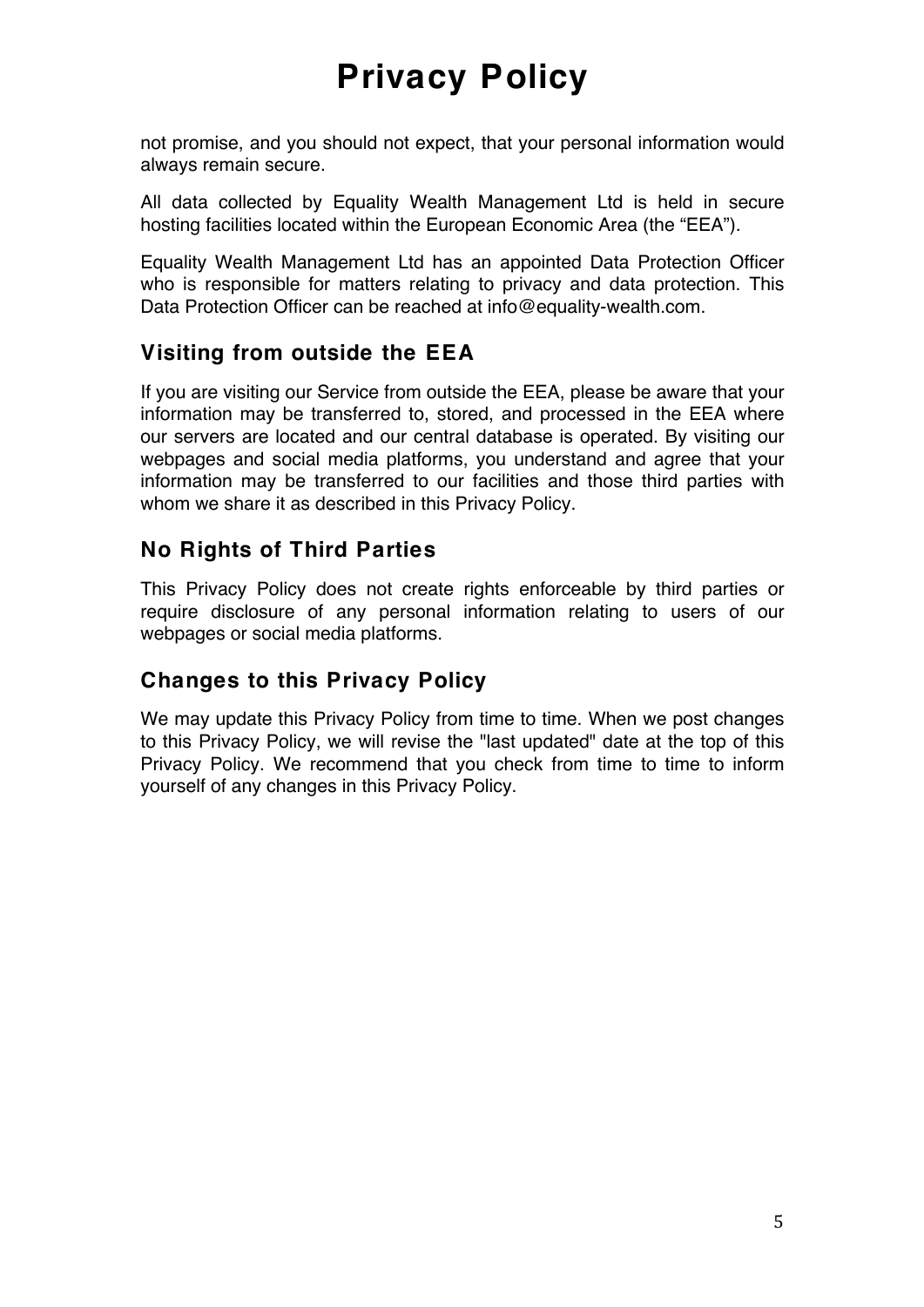not promise, and you should not expect, that your personal information would always remain secure.

All data collected by Equality Wealth Management Ltd is held in secure hosting facilities located within the European Economic Area (the “EEA”).

Equality Wealth Management Ltd has an appointed Data Protection Officer who is responsible for matters relating to privacy and data protection. This Data Protection Officer can be reached at info@equality-wealth.com.

## Visiting from outside the EEA

If you are visiting our Service from outside the EEA, please be aware that your information may be transferred to, stored, and processed in the EEA where our servers are located and our central database is operated. By visiting our webpages and social media platforms, you understand and agree that your information may be transferred to our facilities and those third parties with whom we share it as described in this Privacy Policy.

## No Rights of Third Parties

This Privacy Policy does not create rights enforceable by third parties or require disclosure of any personal information relating to users of our webpages or social media platforms.

## Changes to this Privacy Policy

We may update this Privacy Policy from time to time. When we post changes to this Privacy Policy, we will revise the "last updated" date at the top of this Privacy Policy. We recommend that you check from time to time to inform yourself of any changes in this Privacy Policy.